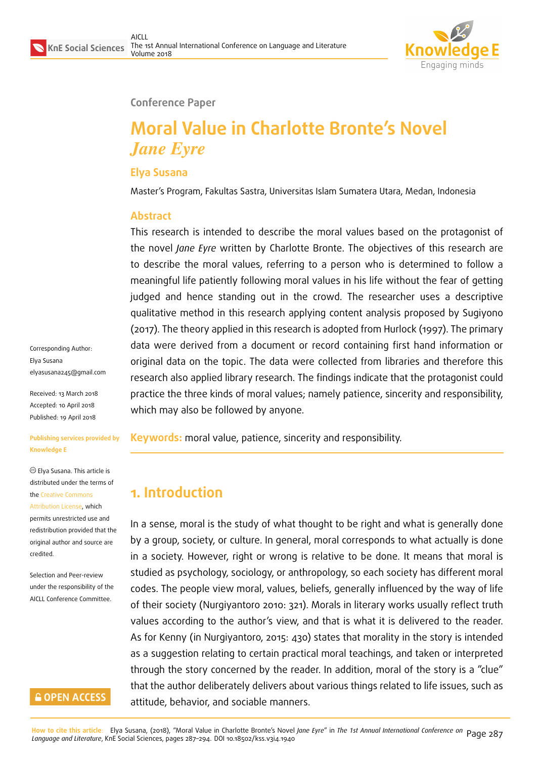Conference Paper

# Moral Value in Charlotte Bronte's Novel *Jane Eyre*

**Elya Susana**

Master's Program, Fakultas Sastra, Universitas Islam Sumatera Utara, Medan, Indonesia

Corresponding Author: Elya Susana elyasusana245@gmail.com

Received: 13 March 2018
Accepted: 10 April 2018
Published: 19 April 2018

Publishing services provided by Knowledge E

© Elya Susana. This article is distributed under the terms of the Creative Commons Attribution License, which permits unrestricted use and redistribution provided that the original author and source are credited.

Selection and Peer-review under the responsibility of the AICLL Conference Committee.

## Abstract

This research is intended to describe the moral values based on the protagonist of the novel *Jane Eyre* written by Charlotte Bronte. The objectives of this research are to describe the moral values, referring to a person who is determined to follow a meaningful life patiently following moral values in his life without the fear of getting judged and hence standing out in the crowd. The researcher uses a descriptive qualitative method in this research applying content analysis proposed by Sugiyono (2017). The theory applied in this research is adopted from Hurlock (1997). The primary data were derived from a document or record containing first hand information or original data on the topic. The data were collected from libraries and therefore this research also applied library research. The findings indicate that the protagonist could practice the three kinds of moral values; namely patience, sincerity and responsibility, which may also be followed by anyone.

**Keywords:** moral value, patience, sincerity and responsibility.

## 1. Introduction

In a sense, moral is the study of what thought to be right and what is generally done by a group, society, or culture. In general, moral corresponds to what actually is done in a society. However, right or wrong is relative to be done. It means that moral is studied as psychology, sociology, or anthropology, so each society has different moral codes. The people view moral, values, beliefs, generally influenced by the way of life of their society (Nurgiyantoro 2010: 321). Morals in literary works usually reflect truth values according to the author's view, and that is what it is delivered to the reader. As for Kenny (in Nurgiyantoro, 2015: 430) states that morality in the story is intended as a suggestion relating to certain practical moral teachings, and taken or interpreted through the story concerned by the reader. In addition, moral of the story is a "clue" that the author deliberately delivers about various things related to life issues, such as attitude, behavior, and sociable manners.

How to cite this article: Elya Susana, (2018), "Moral Value in Charlotte Bronte's Novel *Jane Eyre*" in *The 1st Annual International Conference on Language and Literature*, KnE Social Sciences, pages 287–294. DOI 10.18502/kss.v3i4.1940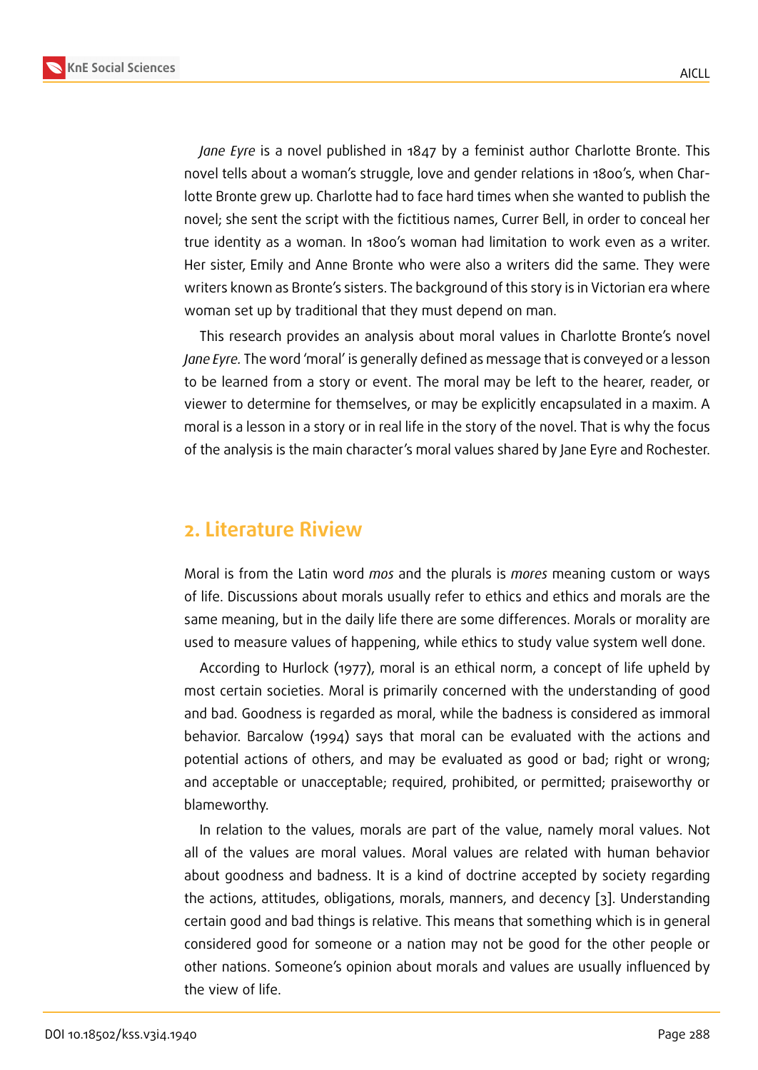*Jane Eyre* is a novel published in 1847 by a feminist author Charlotte Bronte. This novel tells about a woman's struggle, love and gender relations in 1800's, when Charlotte Bronte grew up. Charlotte had to face hard times when she wanted to publish the novel; she sent the script with the fictitious names, Currer Bell, in order to conceal her true identity as a woman. In 1800's woman had limitation to work even as a writer. Her sister, Emily and Anne Bronte who were also a writers did the same. They were writers known as Bronte's sisters. The background of this story is in Victorian era where woman set up by traditional that they must depend on man.

This research provides an analysis about moral values in Charlotte Bronte's novel *Jane Eyre.* The word 'moral' is generally defined as message that is conveyed or a lesson to be learned from a story or event. The moral may be left to the hearer, reader, or viewer to determine for themselves, or may be explicitly encapsulated in a maxim. A moral is a lesson in a story or in real life in the story of the novel. That is why the focus of the analysis is the main character's moral values shared by Jane Eyre and Rochester.

## 2. Literature Riview

Moral is from the Latin word *mos* and the plurals is *mores* meaning custom or ways of life. Discussions about morals usually refer to ethics and ethics and morals are the same meaning, but in the daily life there are some differences. Morals or morality are used to measure values of happening, while ethics to study value system well done.

According to Hurlock (1977), moral is an ethical norm, a concept of life upheld by most certain societies. Moral is primarily concerned with the understanding of good and bad. Goodness is regarded as moral, while the badness is considered as immoral behavior. Barcalow (1994) says that moral can be evaluated with the actions and potential actions of others, and may be evaluated as good or bad; right or wrong; and acceptable or unacceptable; required, prohibited, or permitted; praiseworthy or blameworthy.

In relation to the values, morals are part of the value, namely moral values. Not all of the values are moral values. Moral values are related with human behavior about goodness and badness. It is a kind of doctrine accepted by society regarding the actions, attitudes, obligations, morals, manners, and decency [3]. Understanding certain good and bad things is relative. This means that something which is in general considered good for someone or a nation may not be good for the other people or other nations. Someone's opinion about morals and values are usually influenced by the view of life.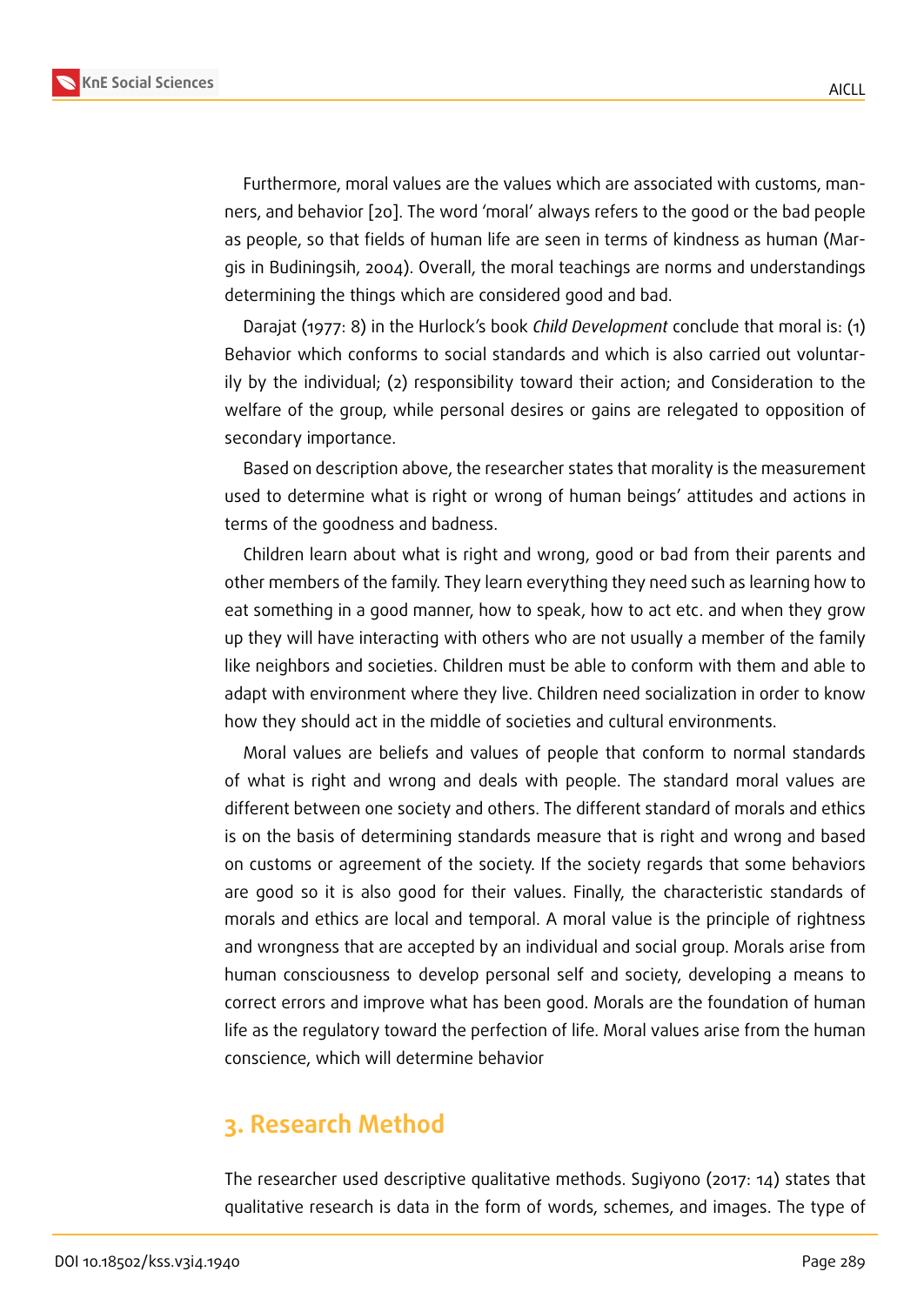Furthermore, moral values are the values which are associated with customs, manners, and behavior [20]. The word 'moral' always refers to the good or the bad people as people, so that fields of human life are seen in terms of kindness as human (Margis in Budiningsih, 2004). Overall, the moral teachings are norms and understandings determining the things which are considered good and bad.

Darajat (1977: 8) in the Hurlock's book *Child Development* conclude that moral is: (1) Behavior which conforms to social standards and which is also carried out voluntarily by the individual; (2) responsibility toward their action; and Consideration to the welfare of the group, while personal desires or gains are relegated to opposition of secondary importance.

Based on description above, the researcher states that morality is the measurement used to determine what is right or wrong of human beings' attitudes and actions in terms of the goodness and badness.

Children learn about what is right and wrong, good or bad from their parents and other members of the family. They learn everything they need such as learning how to eat something in a good manner, how to speak, how to act etc. and when they grow up they will have interacting with others who are not usually a member of the family like neighbors and societies. Children must be able to conform with them and able to adapt with environment where they live. Children need socialization in order to know how they should act in the middle of societies and cultural environments.

Moral values are beliefs and values of people that conform to normal standards of what is right and wrong and deals with people. The standard moral values are different between one society and others. The different standard of morals and ethics is on the basis of determining standards measure that is right and wrong and based on customs or agreement of the society. If the society regards that some behaviors are good so it is also good for their values. Finally, the characteristic standards of morals and ethics are local and temporal. A moral value is the principle of rightness and wrongness that are accepted by an individual and social group. Morals arise from human consciousness to develop personal self and society, developing a means to correct errors and improve what has been good. Morals are the foundation of human life as the regulatory toward the perfection of life. Moral values arise from the human conscience, which will determine behavior

## 3. Research Method

The researcher used descriptive qualitative methods. Sugiyono (2017: 14) states that qualitative research is data in the form of words, schemes, and images. The type of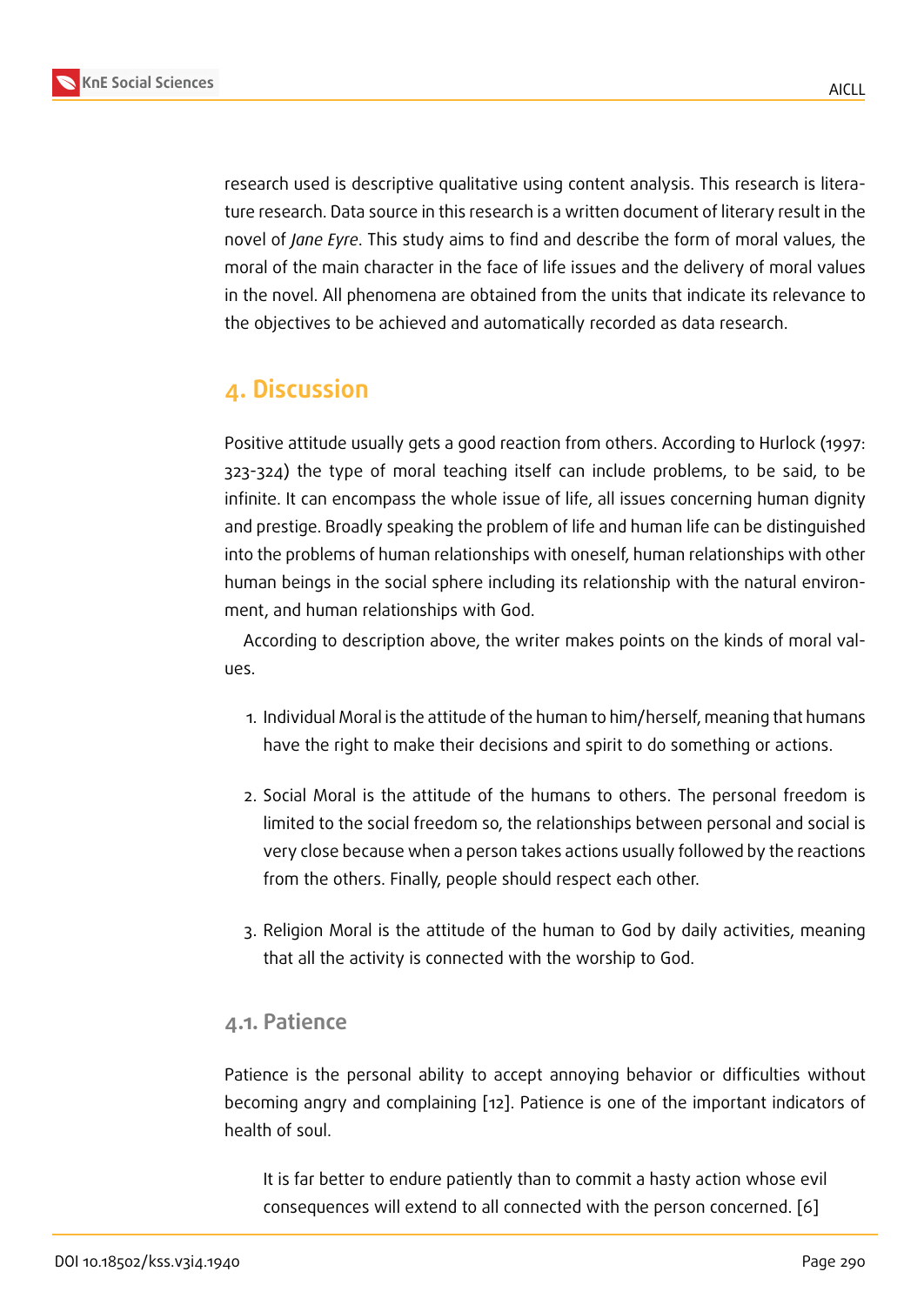research used is descriptive qualitative using content analysis. This research is literature research. Data source in this research is a written document of literary result in the novel of *Jane Eyre*. This study aims to find and describe the form of moral values, the moral of the main character in the face of life issues and the delivery of moral values in the novel. All phenomena are obtained from the units that indicate its relevance to the objectives to be achieved and automatically recorded as data research.

## 4. Discussion

Positive attitude usually gets a good reaction from others. According to Hurlock (1997: 323-324) the type of moral teaching itself can include problems, to be said, to be infinite. It can encompass the whole issue of life, all issues concerning human dignity and prestige. Broadly speaking the problem of life and human life can be distinguished into the problems of human relationships with oneself, human relationships with other human beings in the social sphere including its relationship with the natural environment, and human relationships with God.

According to description above, the writer makes points on the kinds of moral values.

1. Individual Moral is the attitude of the human to him/herself, meaning that humans have the right to make their decisions and spirit to do something or actions.

2. Social Moral is the attitude of the humans to others. The personal freedom is limited to the social freedom so, the relationships between personal and social is very close because when a person takes actions usually followed by the reactions from the others. Finally, people should respect each other.

3. Religion Moral is the attitude of the human to God by daily activities, meaning that all the activity is connected with the worship to God.

### 4.1. Patience

Patience is the personal ability to accept annoying behavior or difficulties without becoming angry and complaining [12]. Patience is one of the important indicators of health of soul.

> It is far better to endure patiently than to commit a hasty action whose evil consequences will extend to all connected with the person concerned. [6]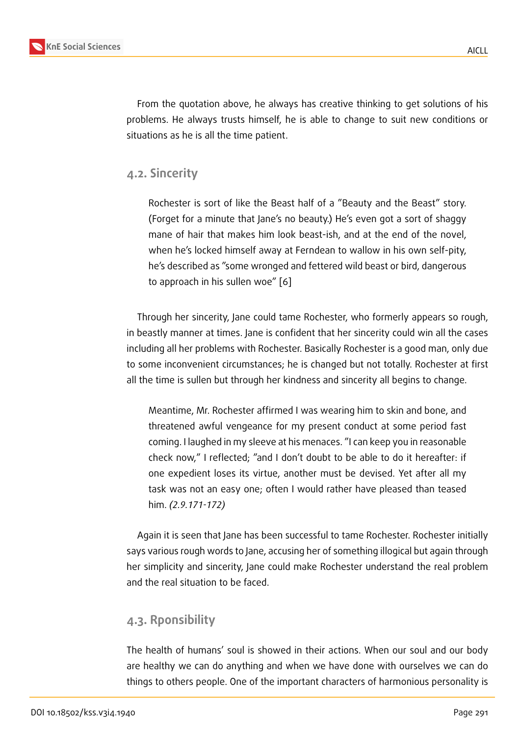From the quotation above, he always has creative thinking to get solutions of his problems. He always trusts himself, he is able to change to suit new conditions or situations as he is all the time patient.

## 4.2. Sincerity

> Rochester is sort of like the Beast half of a "Beauty and the Beast" story. (Forget for a minute that Jane's no beauty.) He's even got a sort of shaggy mane of hair that makes him look beast-ish, and at the end of the novel, when he's locked himself away at Ferndean to wallow in his own self-pity, he's described as "some wronged and fettered wild beast or bird, dangerous to approach in his sullen woe" [6]

Through her sincerity, Jane could tame Rochester, who formerly appears so rough, in beastly manner at times. Jane is confident that her sincerity could win all the cases including all her problems with Rochester. Basically Rochester is a good man, only due to some inconvenient circumstances; he is changed but not totally. Rochester at first all the time is sullen but through her kindness and sincerity all begins to change.

> Meantime, Mr. Rochester affirmed I was wearing him to skin and bone, and threatened awful vengeance for my present conduct at some period fast coming. I laughed in my sleeve at his menaces. "I can keep you in reasonable check now," I reflected; "and I don't doubt to be able to do it hereafter: if one expedient loses its virtue, another must be devised. Yet after all my task was not an easy one; often I would rather have pleased than teased him. *(2.9.171-172)*

Again it is seen that Jane has been successful to tame Rochester. Rochester initially says various rough words to Jane, accusing her of something illogical but again through her simplicity and sincerity, Jane could make Rochester understand the real problem and the real situation to be faced.

## 4.3. Rponsibility

The health of humans' soul is showed in their actions. When our soul and our body are healthy we can do anything and when we have done with ourselves we can do things to others people. One of the important characters of harmonious personality is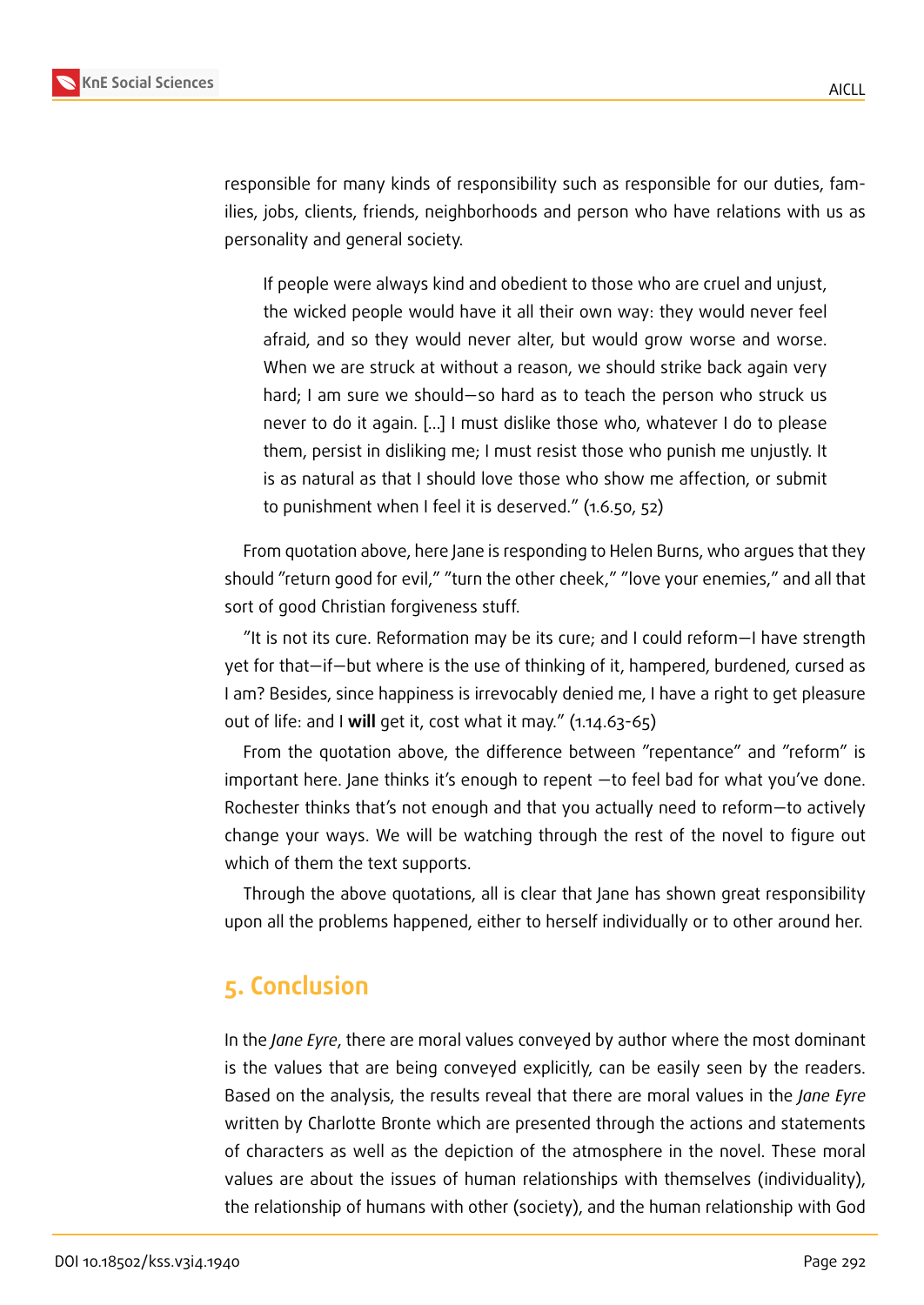responsible for many kinds of responsibility such as responsible for our duties, families, jobs, clients, friends, neighborhoods and person who have relations with us as personality and general society.

> If people were always kind and obedient to those who are cruel and unjust, the wicked people would have it all their own way: they would never feel afraid, and so they would never alter, but would grow worse and worse. When we are struck at without a reason, we should strike back again very hard; I am sure we should—so hard as to teach the person who struck us never to do it again. [...] I must dislike those who, whatever I do to please them, persist in disliking me; I must resist those who punish me unjustly. It is as natural as that I should love those who show me affection, or submit to punishment when I feel it is deserved." (1.6.50, 52)

From quotation above, here Jane is responding to Helen Burns, who argues that they should "return good for evil," "turn the other cheek," "love your enemies," and all that sort of good Christian forgiveness stuff.

"It is not its cure. Reformation may be its cure; and I could reform—I have strength yet for that—if—but where is the use of thinking of it, hampered, burdened, cursed as I am? Besides, since happiness is irrevocably denied me, I have a right to get pleasure out of life: and I **will** get it, cost what it may." (1.14.63-65)

From the quotation above, the difference between "repentance" and "reform" is important here. Jane thinks it's enough to repent —to feel bad for what you've done. Rochester thinks that's not enough and that you actually need to reform—to actively change your ways. We will be watching through the rest of the novel to figure out which of them the text supports.

Through the above quotations, all is clear that Jane has shown great responsibility upon all the problems happened, either to herself individually or to other around her.

## 5. Conclusion

In the *Jane Eyre*, there are moral values conveyed by author where the most dominant is the values that are being conveyed explicitly, can be easily seen by the readers. Based on the analysis, the results reveal that there are moral values in the *Jane Eyre* written by Charlotte Bronte which are presented through the actions and statements of characters as well as the depiction of the atmosphere in the novel. These moral values are about the issues of human relationships with themselves (individuality), the relationship of humans with other (society), and the human relationship with God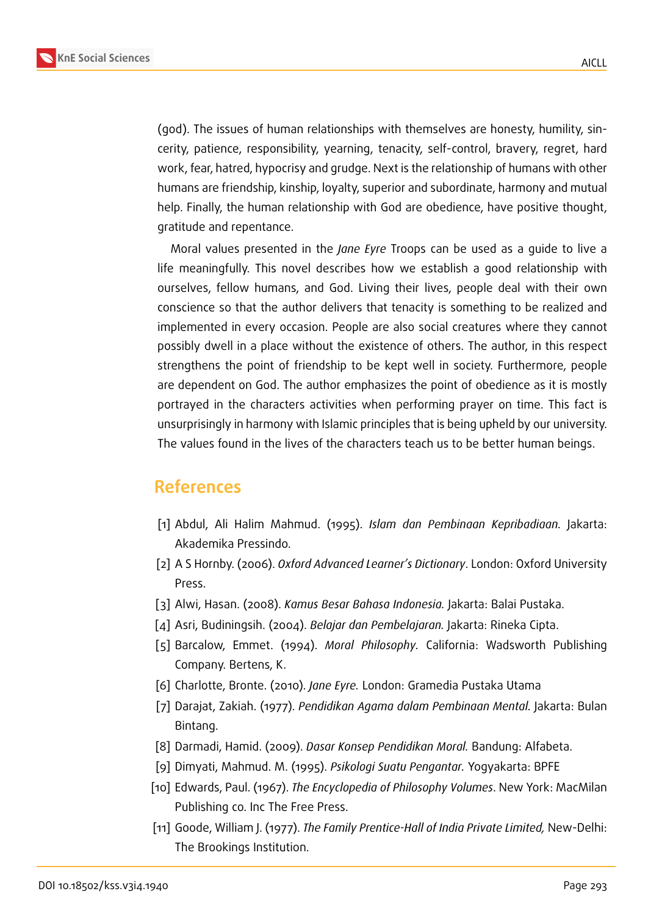(god). The issues of human relationships with themselves are honesty, humility, sincerity, patience, responsibility, yearning, tenacity, self-control, bravery, regret, hard work, fear, hatred, hypocrisy and grudge. Next is the relationship of humans with other humans are friendship, kinship, loyalty, superior and subordinate, harmony and mutual help. Finally, the human relationship with God are obedience, have positive thought, gratitude and repentance.

Moral values presented in the *Jane Eyre* Troops can be used as a guide to live a life meaningfully. This novel describes how we establish a good relationship with ourselves, fellow humans, and God. Living their lives, people deal with their own conscience so that the author delivers that tenacity is something to be realized and implemented in every occasion. People are also social creatures where they cannot possibly dwell in a place without the existence of others. The author, in this respect strengthens the point of friendship to be kept well in society. Furthermore, people are dependent on God. The author emphasizes the point of obedience as it is mostly portrayed in the characters activities when performing prayer on time. This fact is unsurprisingly in harmony with Islamic principles that is being upheld by our university. The values found in the lives of the characters teach us to be better human beings.

## References

[1] Abdul, Ali Halim Mahmud. (1995). *Islam dan Pembinaan Kepribadiaan.* Jakarta: Akademika Pressindo.

[2] A S Hornby. (2006). *Oxford Advanced Learner's Dictionary*. London: Oxford University Press.

[3] Alwi, Hasan. (2008). *Kamus Besar Bahasa Indonesia.* Jakarta: Balai Pustaka.

[4] Asri, Budiningsih. (2004). *Belajar dan Pembelajaran.* Jakarta: Rineka Cipta.

[5] Barcalow, Emmet. (1994). *Moral Philosophy*. California: Wadsworth Publishing Company. Bertens, K.

[6] Charlotte, Bronte. (2010). *Jane Eyre.* London: Gramedia Pustaka Utama

[7] Darajat, Zakiah. (1977). *Pendidikan Agama dalam Pembinaan Mental.* Jakarta: Bulan Bintang.

[8] Darmadi, Hamid. (2009). *Dasar Konsep Pendidikan Moral.* Bandung: Alfabeta.

[9] Dimyati, Mahmud. M. (1995). *Psikologi Suatu Pengantar.* Yogyakarta: BPFE

[10] Edwards, Paul. (1967). *The Encyclopedia of Philosophy Volumes*. New York: MacMilan Publishing co. Inc The Free Press.

[11] Goode, William J. (1977). *The Family Prentice-Hall of India Private Limited,* New-Delhi: The Brookings Institution.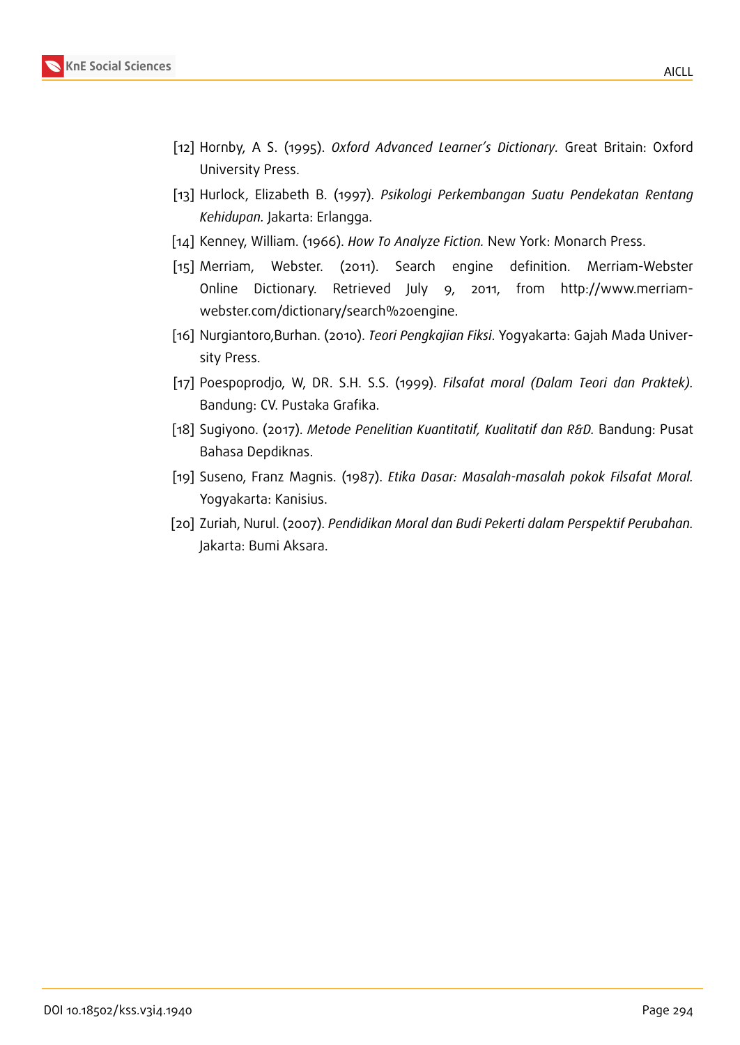[12] Hornby, A S. (1995). *Oxford Advanced Learner's Dictionary.* Great Britain: Oxford University Press.

[13] Hurlock, Elizabeth B. (1997). *Psikologi Perkembangan Suatu Pendekatan Rentang Kehidupan.* Jakarta: Erlangga.

[14] Kenney, William. (1966). *How To Analyze Fiction.* New York: Monarch Press.

[15] Merriam, Webster. (2011). Search engine definition. Merriam-Webster Online Dictionary. Retrieved July 9, 2011, from http://www.merriam-webster.com/dictionary/search%20engine.

[16] Nurgiantoro,Burhan. (2010). *Teori Pengkajian Fiksi*. Yogyakarta: Gajah Mada University Press.

[17] Poespoprodjo, W, DR. S.H. S.S. (1999). *Filsafat moral (Dalam Teori dan Praktek).* Bandung: CV. Pustaka Grafika.

[18] Sugiyono. (2017). *Metode Penelitian Kuantitatif, Kualitatif dan R&D.* Bandung: Pusat Bahasa Depdiknas.

[19] Suseno, Franz Magnis. (1987). *Etika Dasar: Masalah-masalah pokok Filsafat Moral.* Yogyakarta: Kanisius.

[20] Zuriah, Nurul. (2007). *Pendidikan Moral dan Budi Pekerti dalam Perspektif Perubahan.* Jakarta: Bumi Aksara.